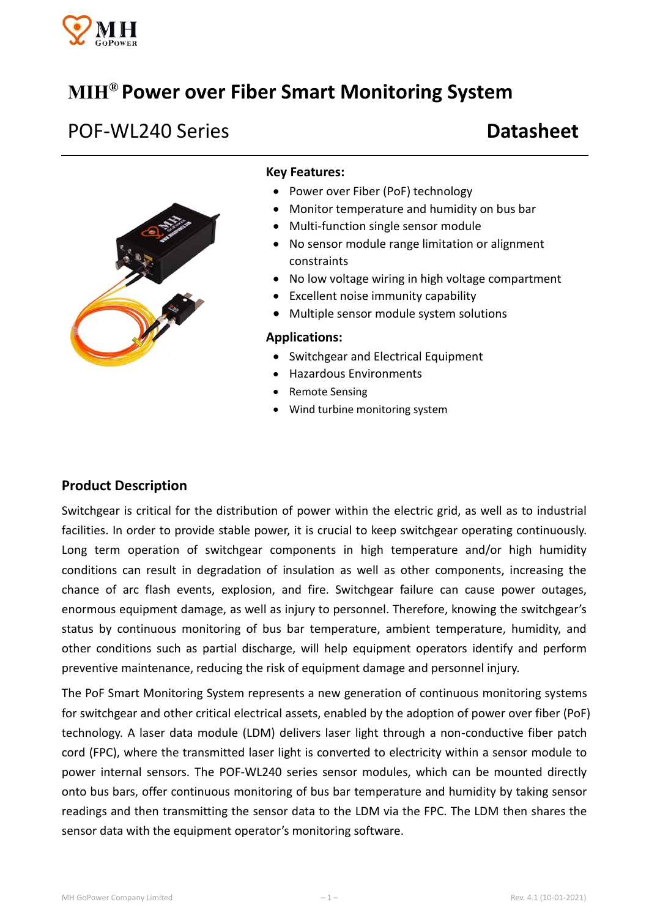# MIH® Power over Fiber Smart Monitoring System

## POF-WL240 Series **Datasheet**

### Key Features:

- Power over Fiber (PoF) technology
- Monitor temperature and humidity on bus bar
- Multi-function single sensor module
- No sensor module range limitation or alignment constraints
- No low voltage wiring in high voltage compartment
- Excellent noise immunity capability
- Multiple sensor module system solutions

### Applications:

- Switchgear and Electrical Equipment
- Hazardous Environments
- Remote Sensing
- Wind turbine monitoring system

## Product Description

Switchgear is critical for the distribution of power within the electric grid, as well as to industrial facilities. In order to provide stable power, it is crucial to keep switchgear operating continuously. Long term operation of switchgear components in high temperature and/or high humidity conditions can result in degradation of insulation as well as other components, increasing the chance of arc flash events, explosion, and fire. Switchgear failure can cause power outages, enormous equipment damage, as well as injury to personnel. Therefore, knowing the switchgear's status by continuous monitoring of bus bar temperature, ambient temperature, humidity, and other conditions such as partial discharge, will help equipment operators identify and perform preventive maintenance, reducing the risk of equipment damage and personnel injury.

The PoF Smart Monitoring System represents a new generation of continuous monitoring systems for switchgear and other critical electrical assets, enabled by the adoption of power over fiber (PoF) technology. A laser data module (LDM) delivers laser light through a non-conductive fiber patch cord (FPC), where the transmitted laser light is converted to electricity within a sensor module to power internal sensors. The POF-WL240 series sensor modules, which can be mounted directly onto bus bars, offer continuous monitoring of bus bar temperature and humidity by taking sensor readings and then transmitting the sensor data to the LDM via the FPC. The LDM then shares the sensor data with the equipment operator's monitoring software.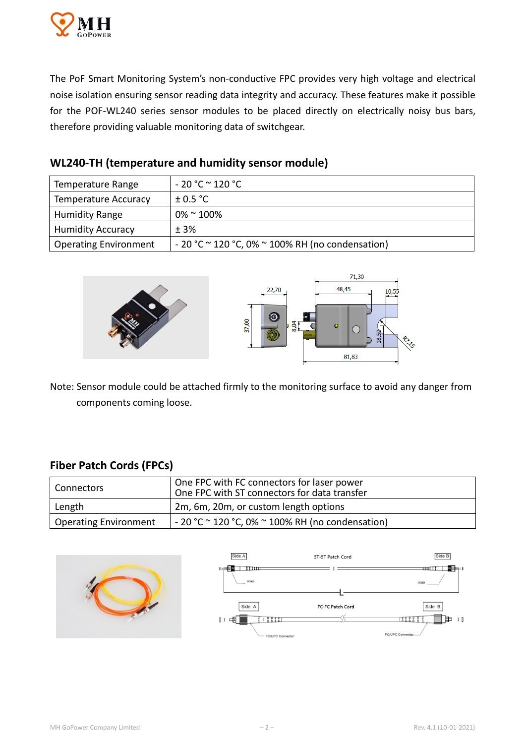The PoF Smart Monitoring System's non-conductive FPC provides very high voltage and electrical noise isolation ensuring sensor reading data integrity and accuracy. These features make it possible for the POF-WL240 series sensor modules to be placed directly on electrically noisy bus bars, therefore providing valuable monitoring data of switchgear.

## WL240-TH (temperature and humidity sensor module)

| | |
|---|---|
| Temperature Range | - 20 °C ~ 120 °C |
| Temperature Accuracy | ± 0.5 °C |
| Humidity Range | 0% ~ 100% |
| Humidity Accuracy | ± 3% |
| Operating Environment | - 20 °C ~ 120 °C, 0% ~ 100% RH (no condensation) |

Note: Sensor module could be attached firmly to the monitoring surface to avoid any danger from components coming loose.

## Fiber Patch Cords (FPCs)

| | |
|---|---|
| Connectors | One FPC with FC connectors for laser power<br>One FPC with ST connectors for data transfer |
| Length | 2m, 6m, 20m, or custom length options |
| Operating Environment | - 20 °C ~ 120 °C, 0% ~ 100% RH (no condensation) |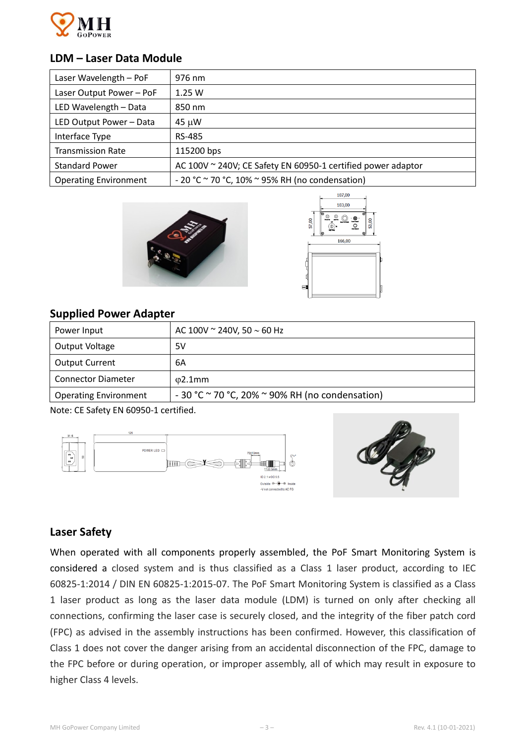## LDM – Laser Data Module

| | |
|---|---|
| Laser Wavelength – PoF | 976 nm |
| Laser Output Power – PoF | 1.25 W |
| LED Wavelength – Data | 850 nm |
| LED Output Power – Data | 45 μW |
| Interface Type | RS-485 |
| Transmission Rate | 115200 bps |
| Standard Power | AC 100V ~ 240V; CE Safety EN 60950-1 certified power adaptor |
| Operating Environment | - 20 °C ~ 70 °C, 10% ~ 95% RH (no condensation) |

## Supplied Power Adapter

| | |
|---|---|
| Power Input | AC 100V ~ 240V, 50 ~ 60 Hz |
| Output Voltage | 5V |
| Output Current | 6A |
| Connector Diameter | φ2.1mm |
| Operating Environment | - 30 °C ~ 70 °C, 20% ~ 90% RH (no condensation) |

Note: CE Safety EN 60950-1 certified.

## Laser Safety

When operated with all components properly assembled, the PoF Smart Monitoring System is considered a closed system and is thus classified as a Class 1 laser product, according to IEC 60825-1:2014 / DIN EN 60825-1:2015-07. The PoF Smart Monitoring System is classified as a Class 1 laser product as long as the laser data module (LDM) is turned on only after checking all connections, confirming the laser case is securely closed, and the integrity of the fiber patch cord (FPC) as advised in the assembly instructions has been confirmed. However, this classification of Class 1 does not cover the danger arising from an accidental disconnection of the FPC, damage to the FPC before or during operation, or improper assembly, all of which may result in exposure to higher Class 4 levels.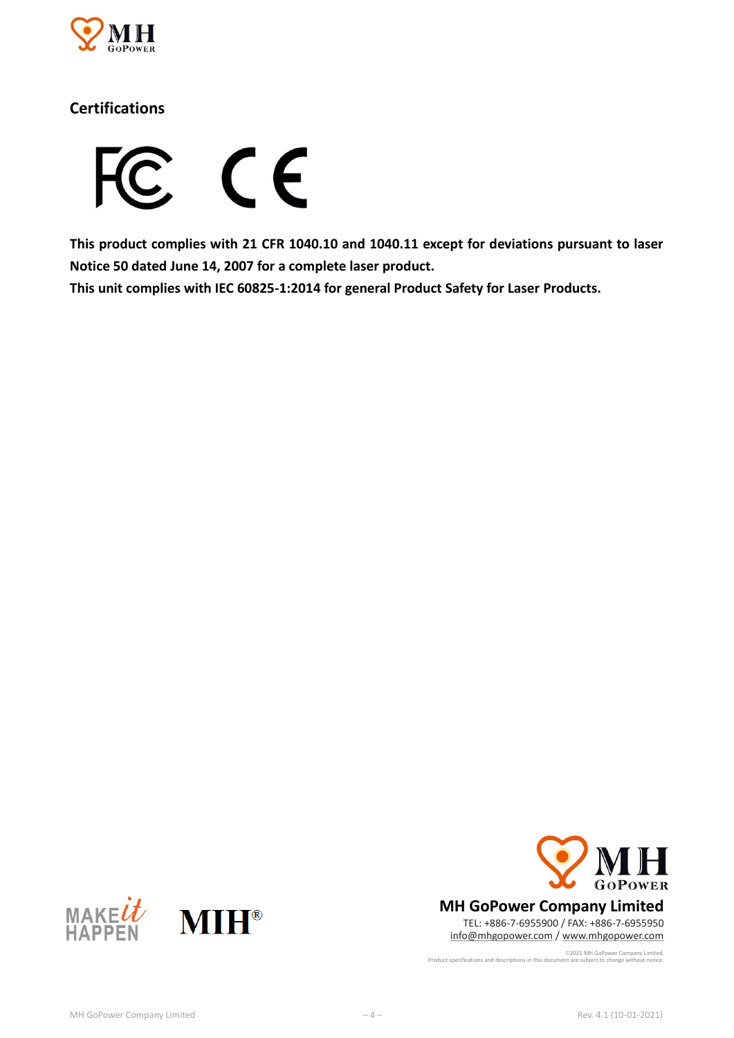## Certifications

**This product complies with 21 CFR 1040.10 and 1040.11 except for deviations pursuant to laser Notice 50 dated June 14, 2007 for a complete laser product.**
**This unit complies with IEC 60825-1:2014 for general Product Safety for Laser Products.**

**MH GoPower Company Limited**
TEL: +886-7-6955900 / FAX: +886-7-6955950
info@mhgopower.com / www.mhgopower.com

©2021 MH GoPower Company Limited.
Product specifications and descriptions in this document are subject to change without notice.